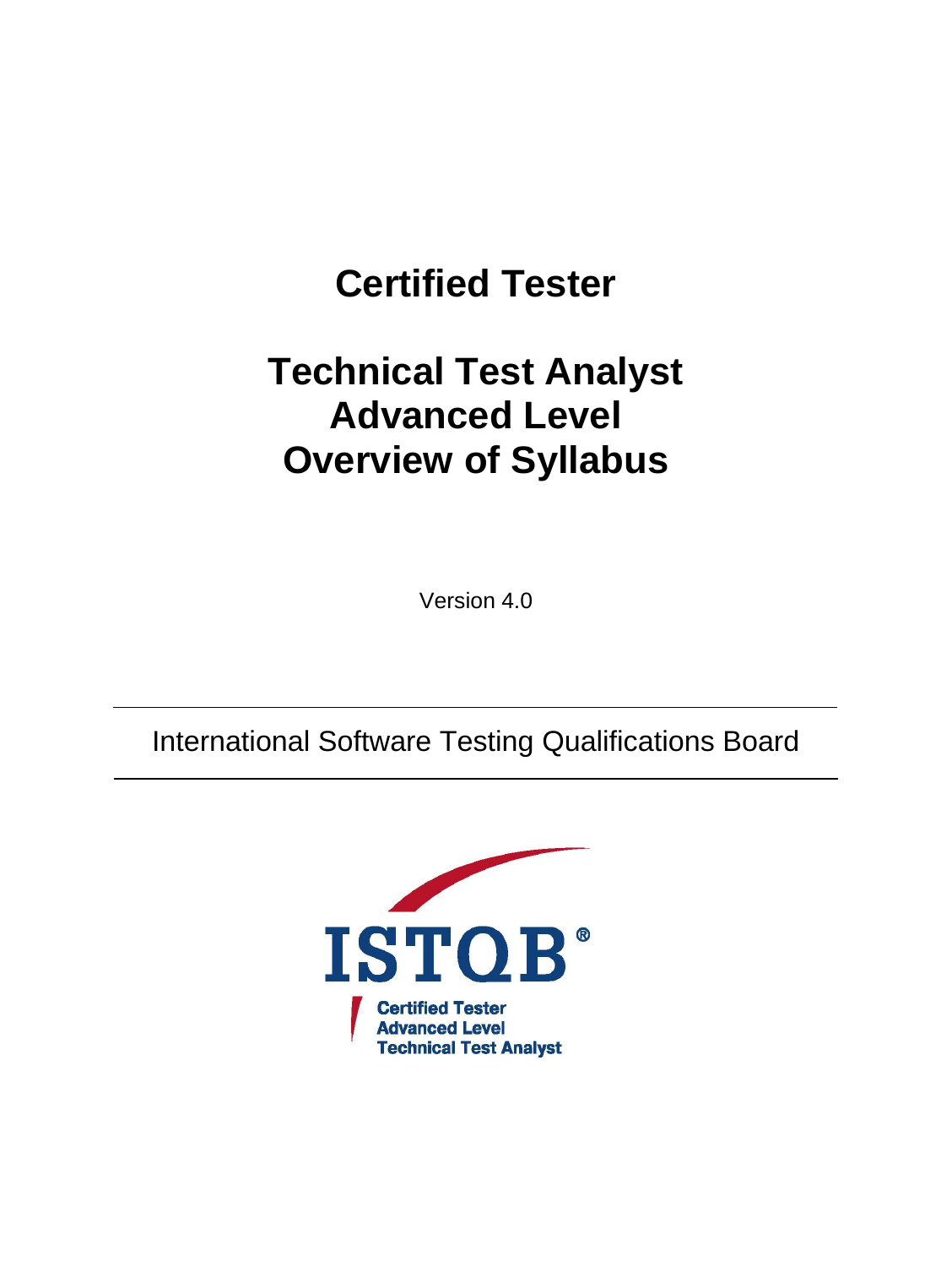# Certified Tester

# Technical Test Analyst
# Advanced Level
# Overview of Syllabus

Version 4.0

International Software Testing Qualifications Board

ISTQB®

Certified Tester
Advanced Level
Technical Test Analyst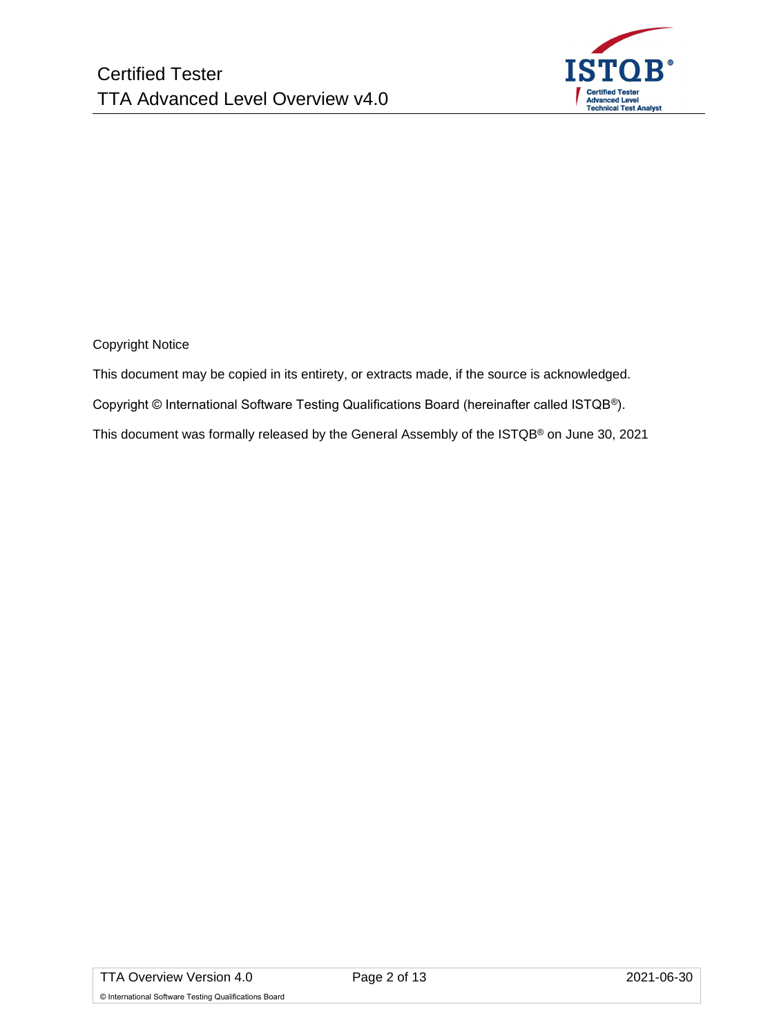Copyright Notice

This document may be copied in its entirety, or extracts made, if the source is acknowledged.

Copyright © International Software Testing Qualifications Board (hereinafter called ISTQB®).

This document was formally released by the General Assembly of the ISTQB® on June 30, 2021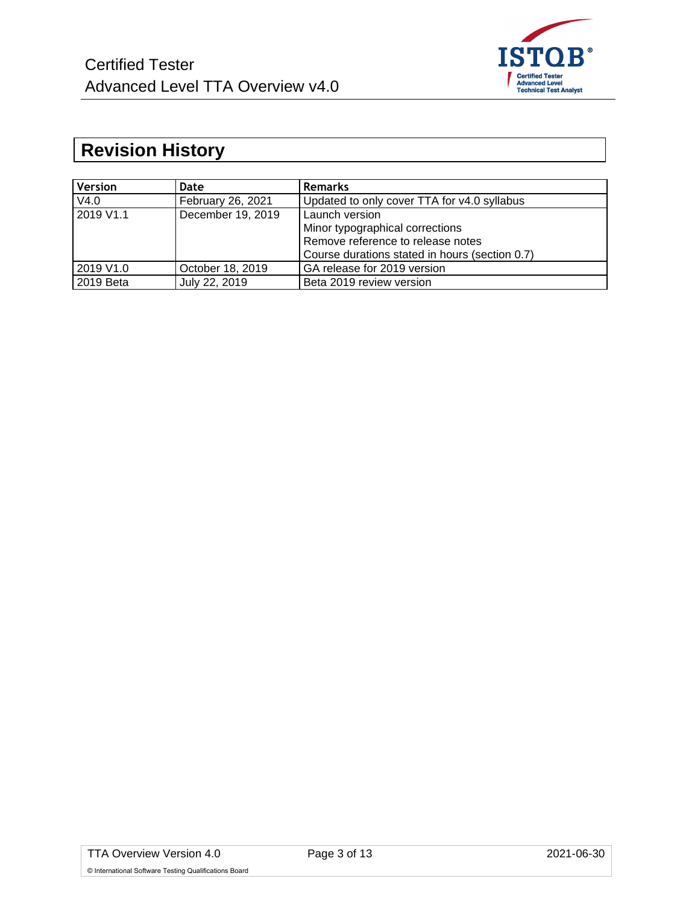# Revision History

| Version | Date | Remarks |
|---|---|---|
| V4.0 | February 26, 2021 | Updated to only cover TTA for v4.0 syllabus |
| 2019 V1.1 | December 19, 2019 | Launch version<br>Minor typographical corrections<br>Remove reference to release notes<br>Course durations stated in hours (section 0.7) |
| 2019 V1.0 | October 18, 2019 | GA release for 2019 version |
| 2019 Beta | July 22, 2019 | Beta 2019 review version |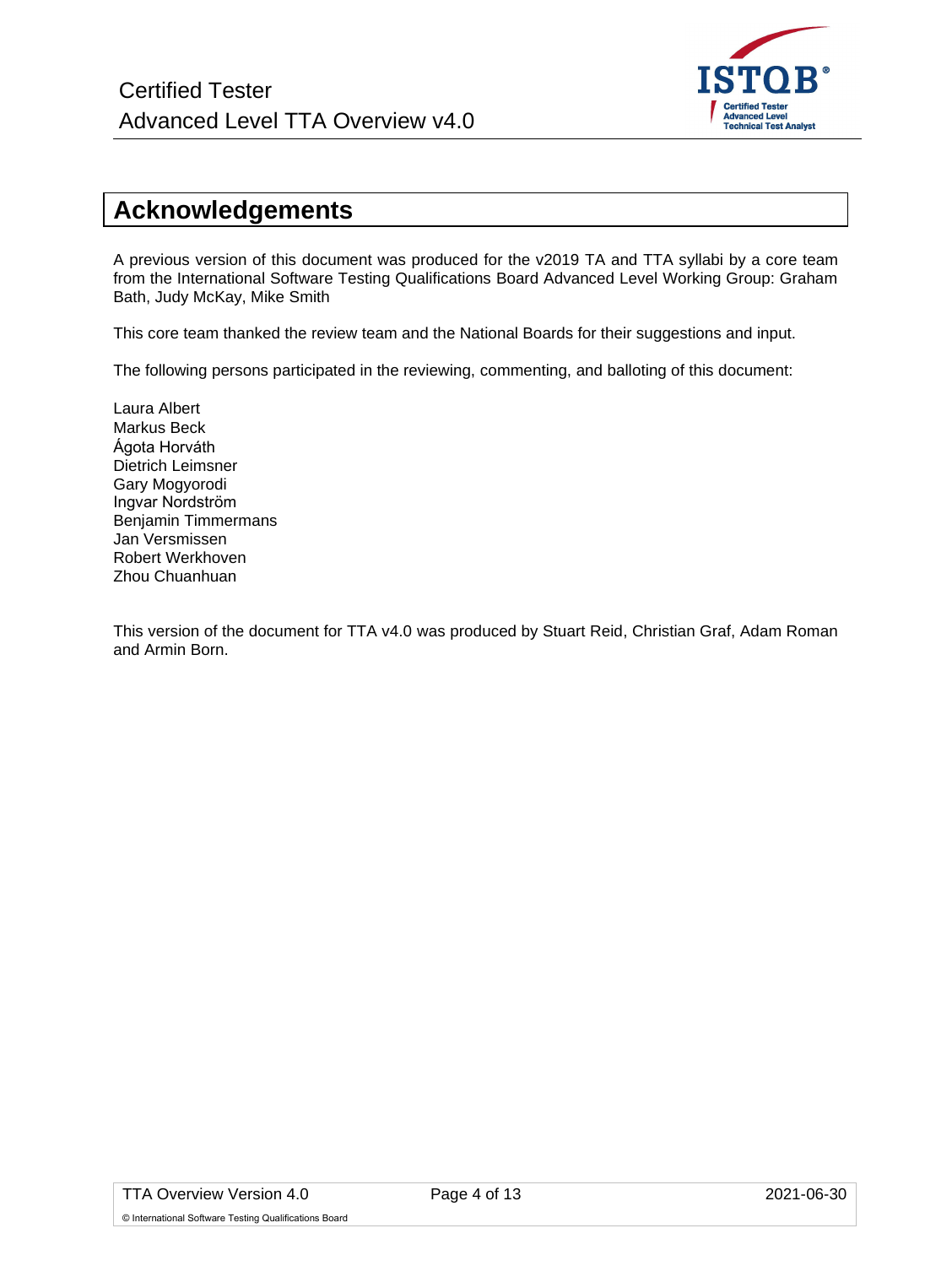# Acknowledgements

A previous version of this document was produced for the v2019 TA and TTA syllabi by a core team from the International Software Testing Qualifications Board Advanced Level Working Group: Graham Bath, Judy McKay, Mike Smith

This core team thanked the review team and the National Boards for their suggestions and input.

The following persons participated in the reviewing, commenting, and balloting of this document:

Laura Albert
Markus Beck
Ágota Horváth
Dietrich Leimsner
Gary Mogyorodi
Ingvar Nordström
Benjamin Timmermans
Jan Versmissen
Robert Werkhoven
Zhou Chuanhuan

This version of the document for TTA v4.0 was produced by Stuart Reid, Christian Graf, Adam Roman and Armin Born.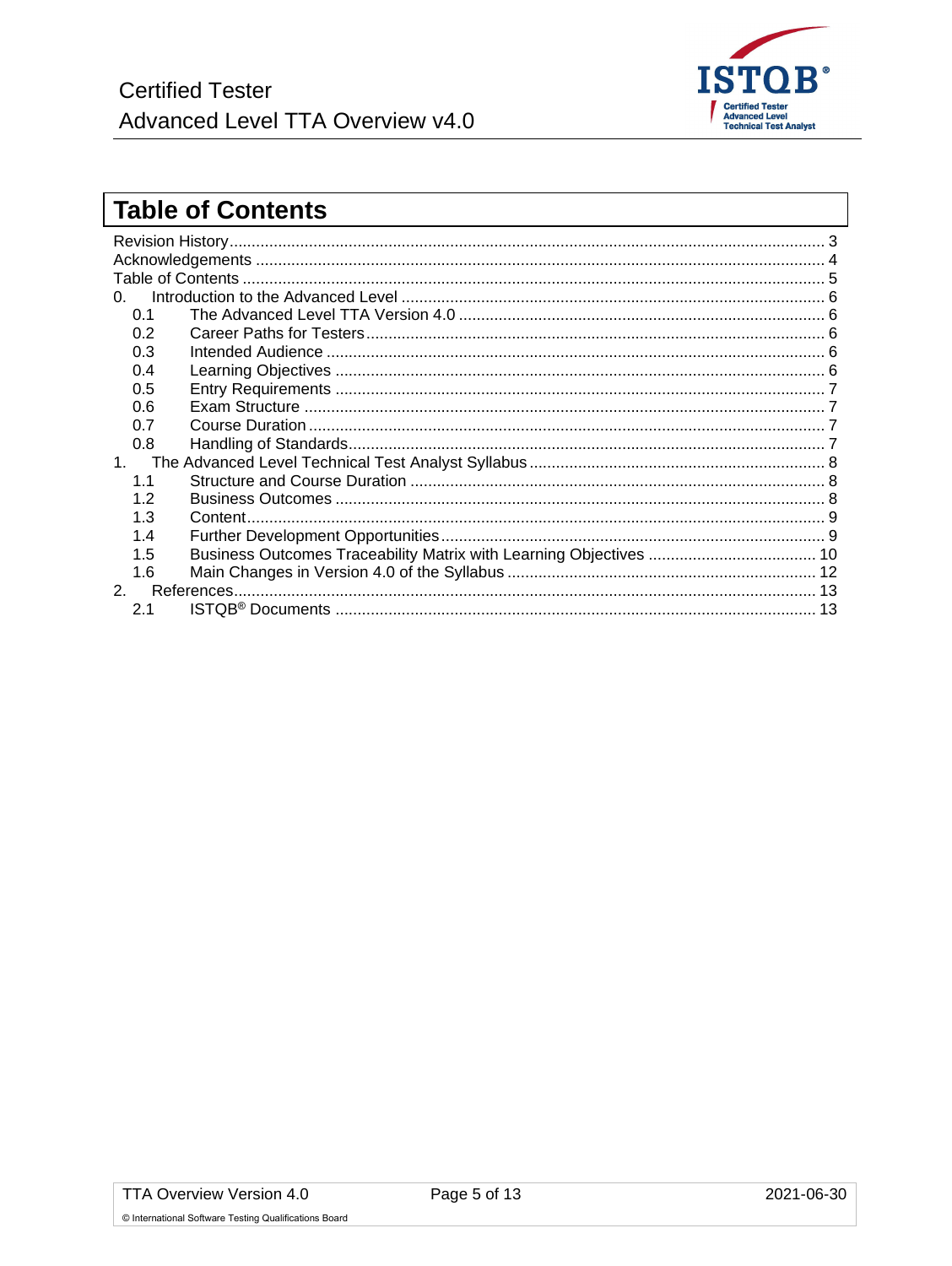# Table of Contents

Revision History ..................................................................................................................... 3
Acknowledgements ................................................................................................................ 4
Table of Contents ................................................................................................................... 5
0. Introduction to the Advanced Level ................................................................................ 6
  0.1 The Advanced Level TTA Version 4.0 ........................................................................ 6
  0.2 Career Paths for Testers ............................................................................................. 6
  0.3 Intended Audience ...................................................................................................... 6
  0.4 Learning Objectives .................................................................................................... 6
  0.5 Entry Requirements .................................................................................................... 7
  0.6 Exam Structure ............................................................................................................ 7
  0.7 Course Duration ........................................................................................................... 7
  0.8 Handling of Standards ................................................................................................. 7
1. The Advanced Level Technical Test Analyst Syllabus ..................................................... 8
  1.1 Structure and Course Duration .................................................................................... 8
  1.2 Business Outcomes .................................................................................................... 8
  1.3 Content ........................................................................................................................ 9
  1.4 Further Development Opportunities ............................................................................ 9
  1.5 Business Outcomes Traceability Matrix with Learning Objectives ............................ 10
  1.6 Main Changes in Version 4.0 of the Syllabus ............................................................ 12
2. References ..................................................................................................................... 13
  2.1 ISTQB® Documents ................................................................................................... 13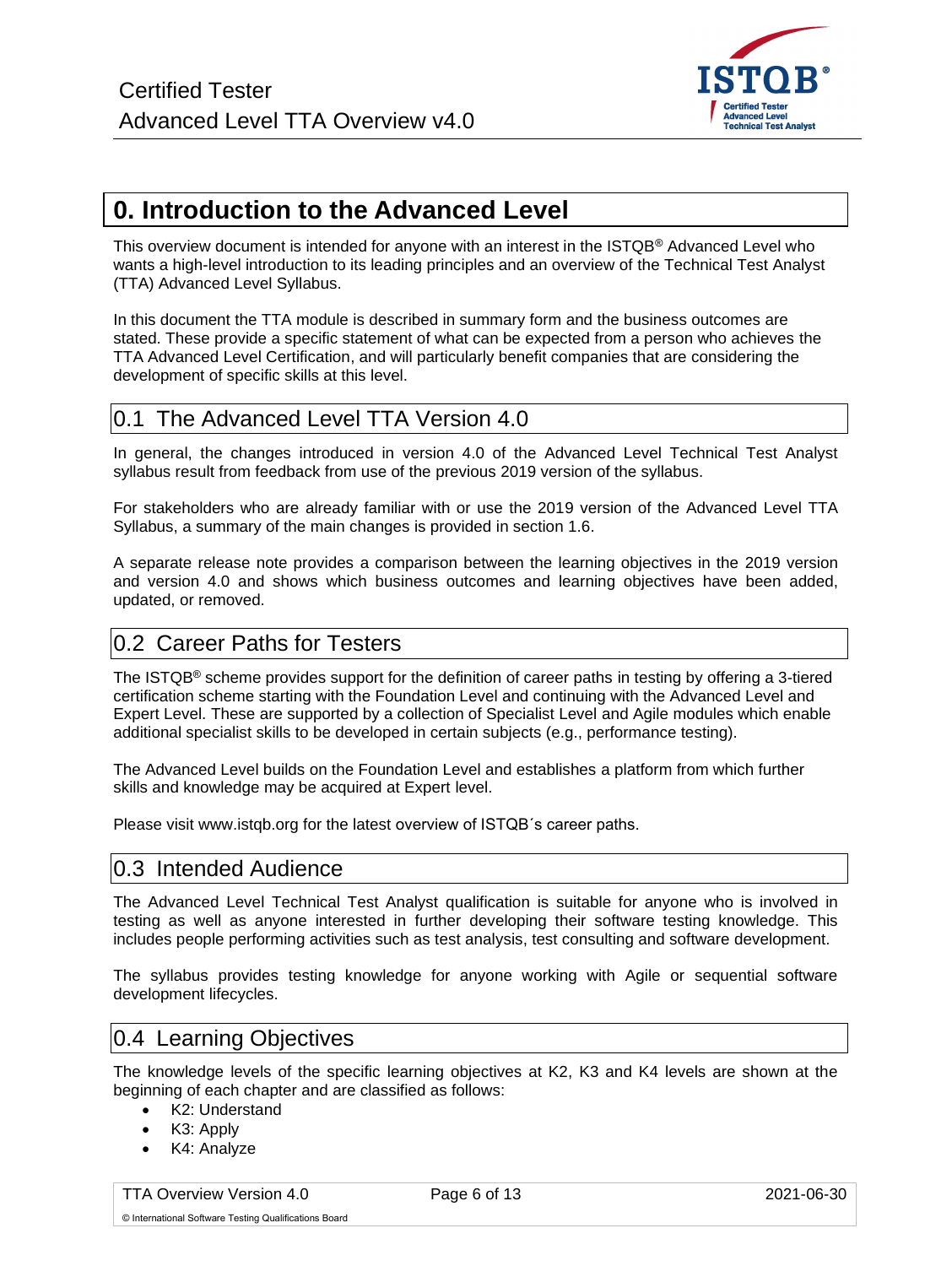# 0. Introduction to the Advanced Level

This overview document is intended for anyone with an interest in the ISTQB® Advanced Level who wants a high-level introduction to its leading principles and an overview of the Technical Test Analyst (TTA) Advanced Level Syllabus.

In this document the TTA module is described in summary form and the business outcomes are stated. These provide a specific statement of what can be expected from a person who achieves the TTA Advanced Level Certification, and will particularly benefit companies that are considering the development of specific skills at this level.

## 0.1 The Advanced Level TTA Version 4.0

In general, the changes introduced in version 4.0 of the Advanced Level Technical Test Analyst syllabus result from feedback from use of the previous 2019 version of the syllabus.

For stakeholders who are already familiar with or use the 2019 version of the Advanced Level TTA Syllabus, a summary of the main changes is provided in section 1.6.

A separate release note provides a comparison between the learning objectives in the 2019 version and version 4.0 and shows which business outcomes and learning objectives have been added, updated, or removed.

## 0.2 Career Paths for Testers

The ISTQB® scheme provides support for the definition of career paths in testing by offering a 3-tiered certification scheme starting with the Foundation Level and continuing with the Advanced Level and Expert Level. These are supported by a collection of Specialist Level and Agile modules which enable additional specialist skills to be developed in certain subjects (e.g., performance testing).

The Advanced Level builds on the Foundation Level and establishes a platform from which further skills and knowledge may be acquired at Expert level.

Please visit www.istqb.org for the latest overview of ISTQB´s career paths.

## 0.3 Intended Audience

The Advanced Level Technical Test Analyst qualification is suitable for anyone who is involved in testing as well as anyone interested in further developing their software testing knowledge. This includes people performing activities such as test analysis, test consulting and software development.

The syllabus provides testing knowledge for anyone working with Agile or sequential software development lifecycles.

## 0.4 Learning Objectives

The knowledge levels of the specific learning objectives at K2, K3 and K4 levels are shown at the beginning of each chapter and are classified as follows:

- K2: Understand
- K3: Apply
- K4: Analyze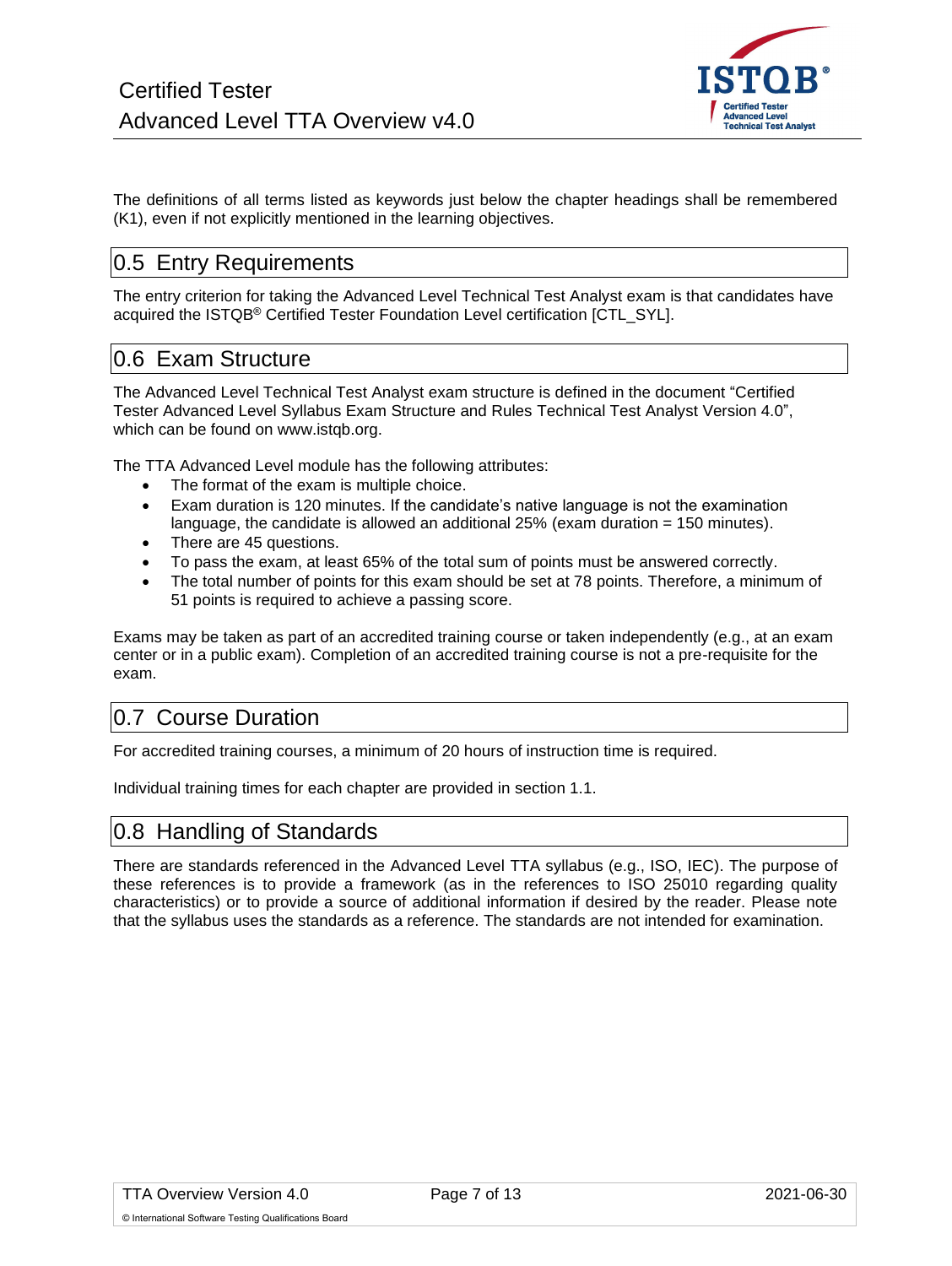The definitions of all terms listed as keywords just below the chapter headings shall be remembered (K1), even if not explicitly mentioned in the learning objectives.

## 0.5 Entry Requirements

The entry criterion for taking the Advanced Level Technical Test Analyst exam is that candidates have acquired the ISTQB® Certified Tester Foundation Level certification [CTL_SYL].

## 0.6 Exam Structure

The Advanced Level Technical Test Analyst exam structure is defined in the document "Certified Tester Advanced Level Syllabus Exam Structure and Rules Technical Test Analyst Version 4.0", which can be found on www.istqb.org.

The TTA Advanced Level module has the following attributes:

- The format of the exam is multiple choice.
- Exam duration is 120 minutes. If the candidate's native language is not the examination language, the candidate is allowed an additional 25% (exam duration = 150 minutes).
- There are 45 questions.
- To pass the exam, at least 65% of the total sum of points must be answered correctly.
- The total number of points for this exam should be set at 78 points. Therefore, a minimum of 51 points is required to achieve a passing score.

Exams may be taken as part of an accredited training course or taken independently (e.g., at an exam center or in a public exam). Completion of an accredited training course is not a pre-requisite for the exam.

## 0.7 Course Duration

For accredited training courses, a minimum of 20 hours of instruction time is required.

Individual training times for each chapter are provided in section 1.1.

## 0.8 Handling of Standards

There are standards referenced in the Advanced Level TTA syllabus (e.g., ISO, IEC). The purpose of these references is to provide a framework (as in the references to ISO 25010 regarding quality characteristics) or to provide a source of additional information if desired by the reader. Please note that the syllabus uses the standards as a reference. The standards are not intended for examination.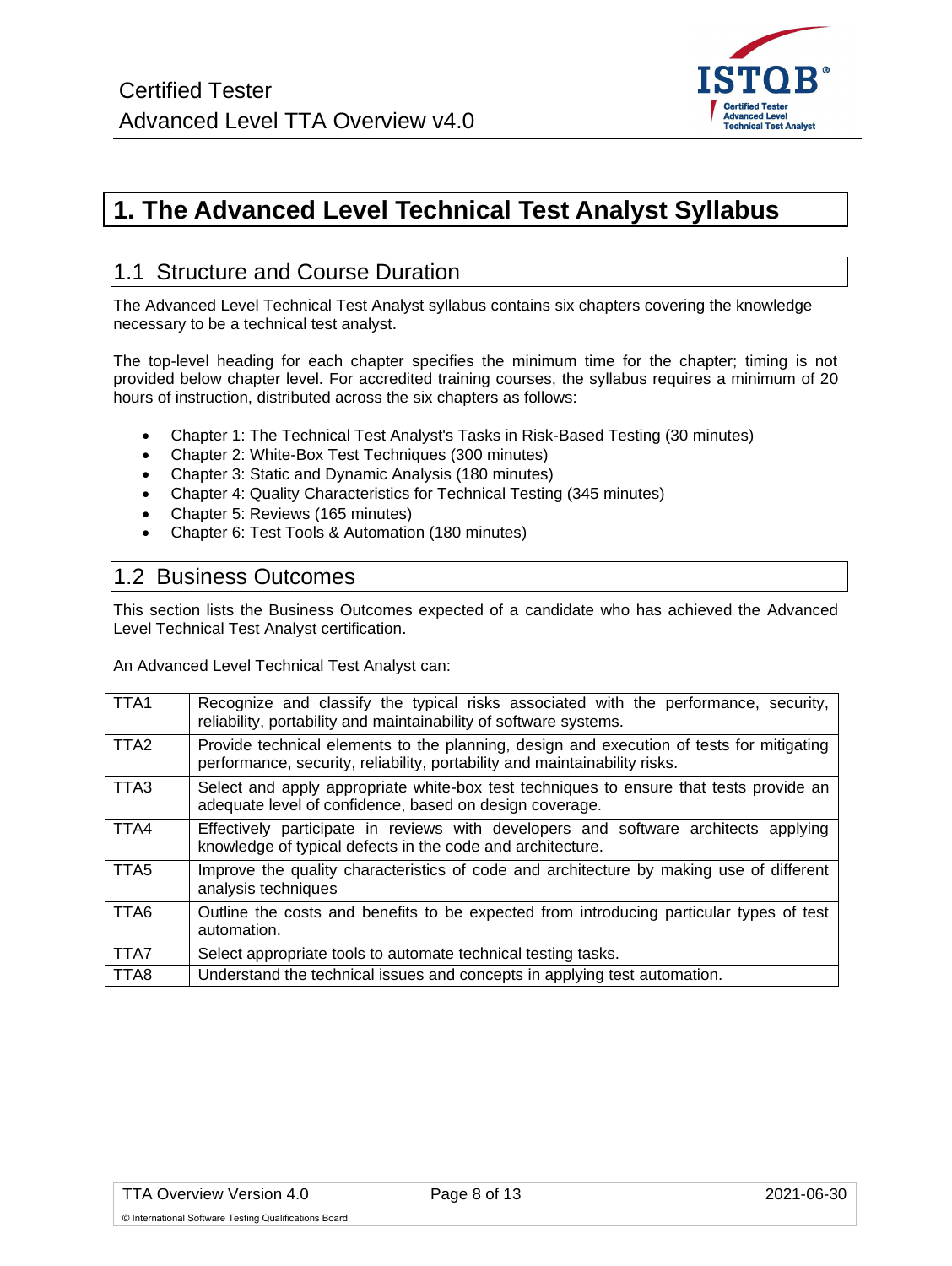# 1. The Advanced Level Technical Test Analyst Syllabus

## 1.1 Structure and Course Duration

The Advanced Level Technical Test Analyst syllabus contains six chapters covering the knowledge necessary to be a technical test analyst.

The top-level heading for each chapter specifies the minimum time for the chapter; timing is not provided below chapter level. For accredited training courses, the syllabus requires a minimum of 20 hours of instruction, distributed across the six chapters as follows:

- Chapter 1: The Technical Test Analyst's Tasks in Risk-Based Testing (30 minutes)
- Chapter 2: White-Box Test Techniques (300 minutes)
- Chapter 3: Static and Dynamic Analysis (180 minutes)
- Chapter 4: Quality Characteristics for Technical Testing (345 minutes)
- Chapter 5: Reviews (165 minutes)
- Chapter 6: Test Tools & Automation (180 minutes)

## 1.2 Business Outcomes

This section lists the Business Outcomes expected of a candidate who has achieved the Advanced Level Technical Test Analyst certification.

An Advanced Level Technical Test Analyst can:

| | |
|---|---|
| TTA1 | Recognize and classify the typical risks associated with the performance, security, reliability, portability and maintainability of software systems. |
| TTA2 | Provide technical elements to the planning, design and execution of tests for mitigating performance, security, reliability, portability and maintainability risks. |
| TTA3 | Select and apply appropriate white-box test techniques to ensure that tests provide an adequate level of confidence, based on design coverage. |
| TTA4 | Effectively participate in reviews with developers and software architects applying knowledge of typical defects in the code and architecture. |
| TTA5 | Improve the quality characteristics of code and architecture by making use of different analysis techniques |
| TTA6 | Outline the costs and benefits to be expected from introducing particular types of test automation. |
| TTA7 | Select appropriate tools to automate technical testing tasks. |
| TTA8 | Understand the technical issues and concepts in applying test automation. |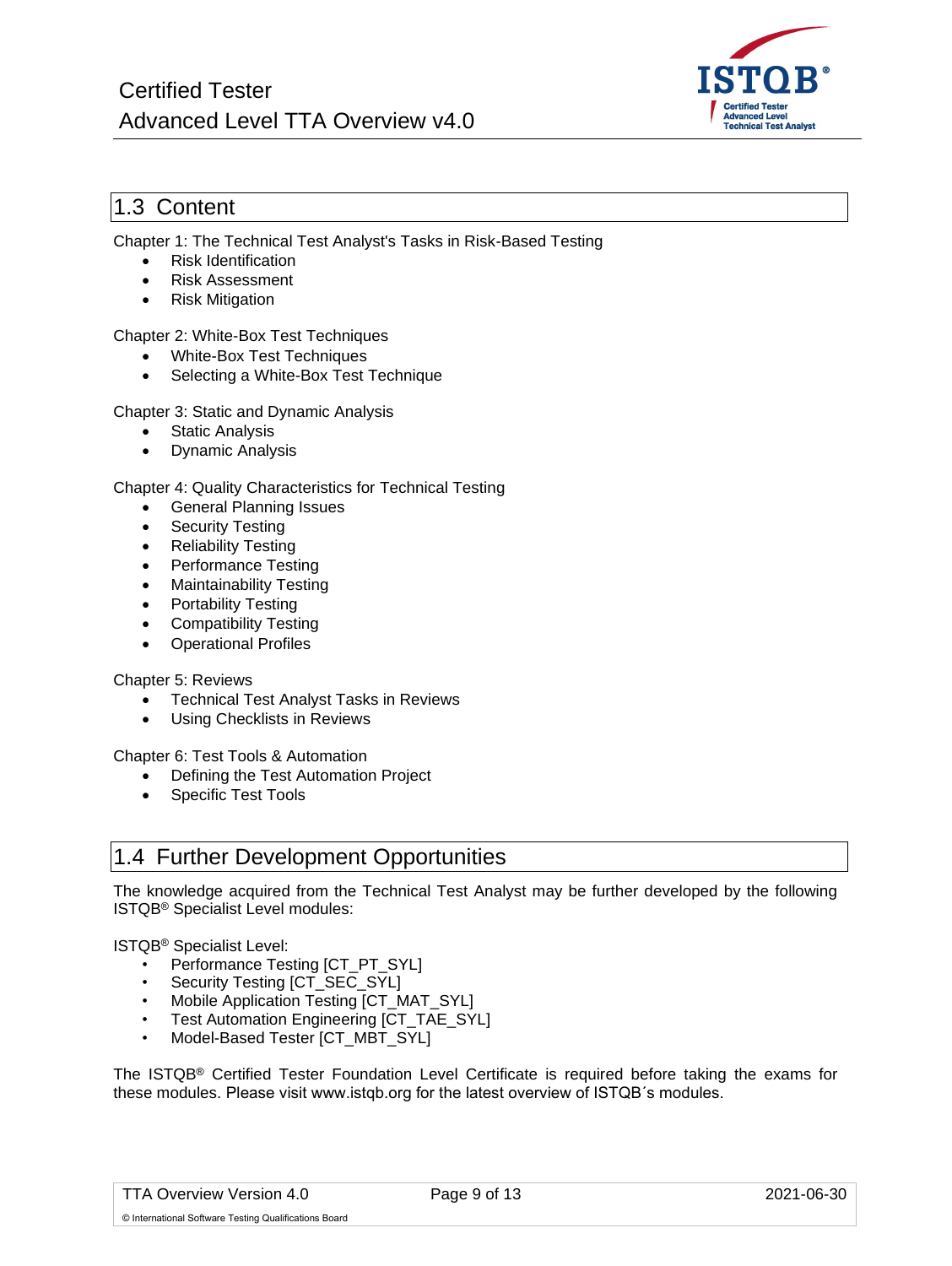## 1.3 Content

Chapter 1: The Technical Test Analyst's Tasks in Risk-Based Testing

- Risk Identification
- Risk Assessment
- Risk Mitigation

Chapter 2: White-Box Test Techniques

- White-Box Test Techniques
- Selecting a White-Box Test Technique

Chapter 3: Static and Dynamic Analysis

- Static Analysis
- Dynamic Analysis

Chapter 4: Quality Characteristics for Technical Testing

- General Planning Issues
- Security Testing
- Reliability Testing
- Performance Testing
- Maintainability Testing
- Portability Testing
- Compatibility Testing
- Operational Profiles

Chapter 5: Reviews

- Technical Test Analyst Tasks in Reviews
- Using Checklists in Reviews

Chapter 6: Test Tools & Automation

- Defining the Test Automation Project
- Specific Test Tools

## 1.4 Further Development Opportunities

The knowledge acquired from the Technical Test Analyst may be further developed by the following ISTQB® Specialist Level modules:

ISTQB® Specialist Level:

- Performance Testing [CT_PT_SYL]
- Security Testing [CT_SEC_SYL]
- Mobile Application Testing [CT_MAT_SYL]
- Test Automation Engineering [CT_TAE_SYL]
- Model-Based Tester [CT_MBT_SYL]

The ISTQB® Certified Tester Foundation Level Certificate is required before taking the exams for these modules. Please visit www.istqb.org for the latest overview of ISTQB´s modules.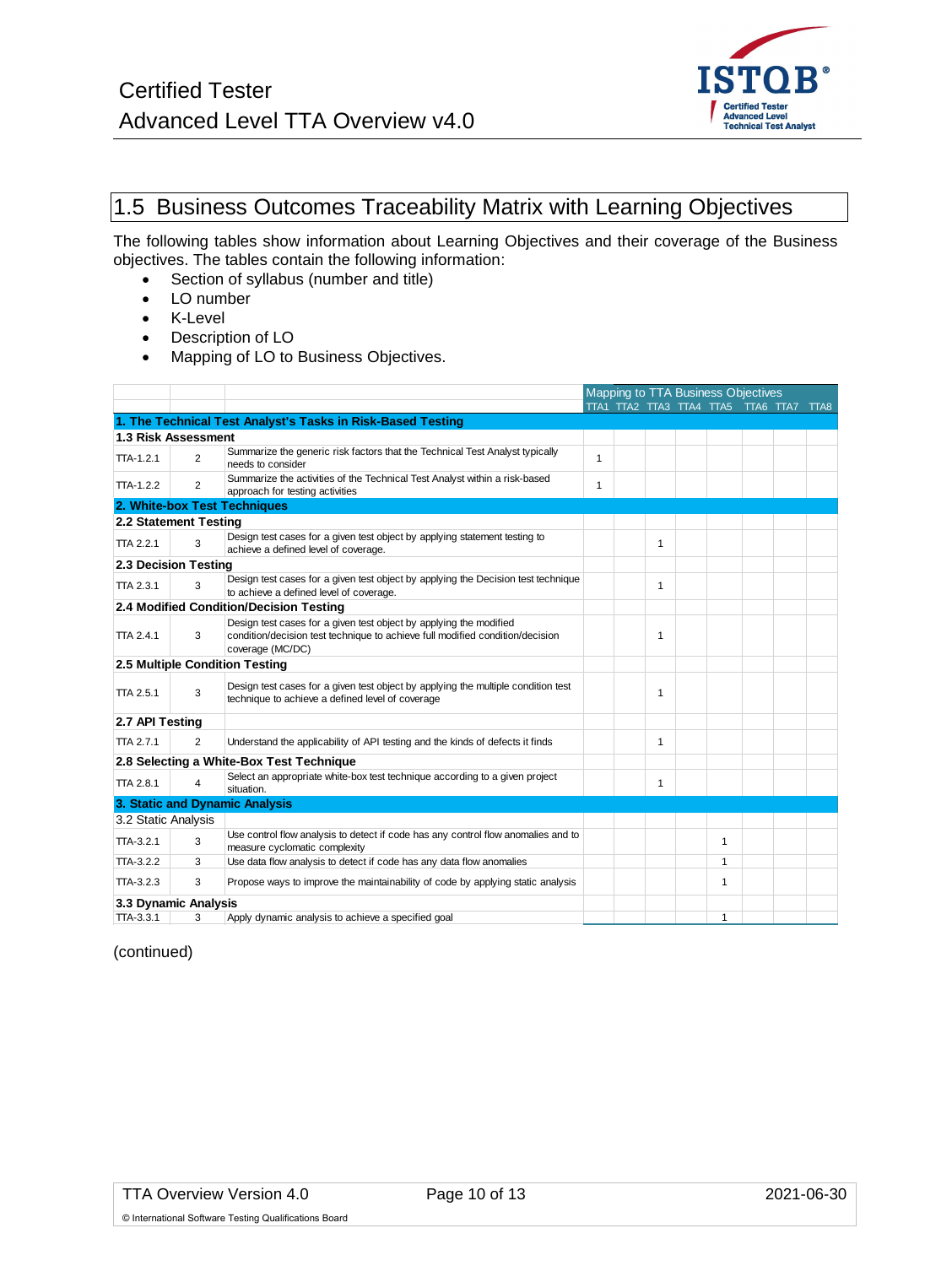## 1.5 Business Outcomes Traceability Matrix with Learning Objectives

The following tables show information about Learning Objectives and their coverage of the Business objectives. The tables contain the following information:

- Section of syllabus (number and title)
- LO number
- K-Level
- Description of LO
- Mapping of LO to Business Objectives.

| | | | Mapping to TTA Business Objectives | | | | | | | |
|---|---|---|---|---|---|---|---|---|---|---|
| | | | TTA1 | TTA2 | TTA3 | TTA4 | TTA5 | TTA6 | TTA7 | TTA8 |
| **1. The Technical Test Analyst's Tasks in Risk-Based Testing** | | | | | | | | | | |
| **1.3 Risk Assessment** | | | | | | | | | | |
| TTA-1.2.1 | 2 | Summarize the generic risk factors that the Technical Test Analyst typically needs to consider | 1 | | | | | | | |
| TTA-1.2.2 | 2 | Summarize the activities of the Technical Test Analyst within a risk-based approach for testing activities | 1 | | | | | | | |
| **2. White-box Test Techniques** | | | | | | | | | | |
| **2.2 Statement Testing** | | | | | | | | | | |
| TTA 2.2.1 | 3 | Design test cases for a given test object by applying statement testing to achieve a defined level of coverage. | | | 1 | | | | | |
| **2.3 Decision Testing** | | | | | | | | | | |
| TTA 2.3.1 | 3 | Design test cases for a given test object by applying the Decision test technique to achieve a defined level of coverage. | | | 1 | | | | | |
| **2.4 Modified Condition/Decision Testing** | | | | | | | | | | |
| TTA 2.4.1 | 3 | Design test cases for a given test object by applying the modified condition/decision test technique to achieve full modified condition/decision coverage (MC/DC) | | | 1 | | | | | |
| **2.5 Multiple Condition Testing** | | | | | | | | | | |
| TTA 2.5.1 | 3 | Design test cases for a given test object by applying the multiple condition test technique to achieve a defined level of coverage | | | 1 | | | | | |
| **2.7 API Testing** | | | | | | | | | | |
| TTA 2.7.1 | 2 | Understand the applicability of API testing and the kinds of defects it finds | | | 1 | | | | | |
| **2.8 Selecting a White-Box Test Technique** | | | | | | | | | | |
| TTA 2.8.1 | 4 | Select an appropriate white-box test technique according to a given project situation. | | | 1 | | | | | |
| **3. Static and Dynamic Analysis** | | | | | | | | | | |
| 3.2 Static Analysis | | | | | | | | | | |
| TTA-3.2.1 | 3 | Use control flow analysis to detect if code has any control flow anomalies and to measure cyclomatic complexity | | | | | 1 | | | |
| TTA-3.2.2 | 3 | Use data flow analysis to detect if code has any data flow anomalies | | | | | 1 | | | |
| TTA-3.2.3 | 3 | Propose ways to improve the maintainability of code by applying static analysis | | | | | 1 | | | |
| **3.3 Dynamic Analysis** | | | | | | | | | | |
| TTA-3.3.1 | 3 | Apply dynamic analysis to achieve a specified goal | | | | | 1 | | | |

(continued)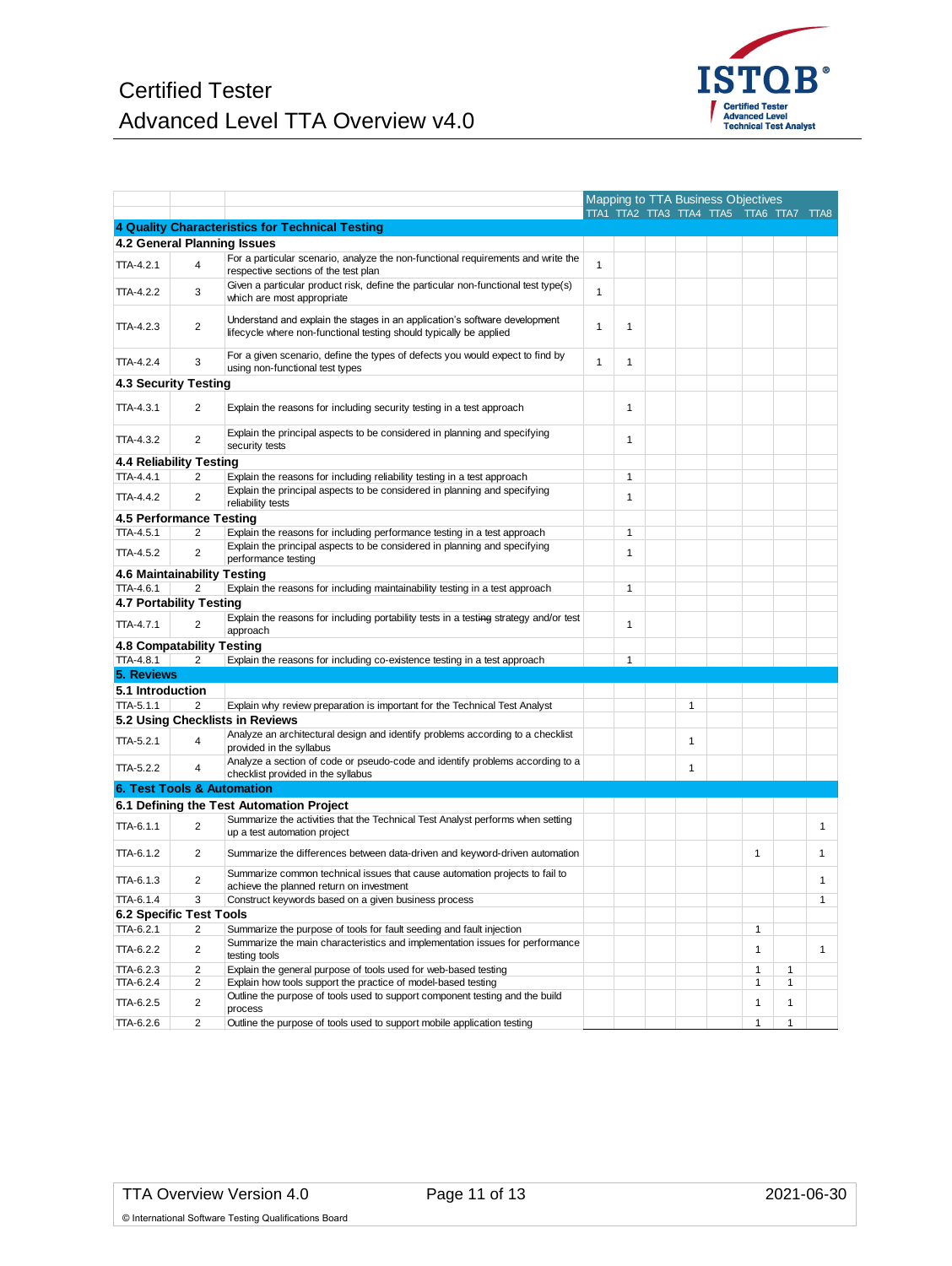|  |  |  | Mapping to TTA Business Objectives | | | | | | | |
|---|---|---|---|---|---|---|---|---|---|---|
|  |  |  | TTA1 | TTA2 | TTA3 | TTA4 | TTA5 | TTA6 | TTA7 | TTA8 |
| **4 Quality Characteristics for Technical Testing** | | | | | | | | | | |
| **4.2 General Planning Issues** | | | | | | | | | | |
| TTA-4.2.1 | 4 | For a particular scenario, analyze the non-functional requirements and write the respective sections of the test plan | 1 |  |  |  |  |  |  |  |
| TTA-4.2.2 | 3 | Given a particular product risk, define the particular non-functional test type(s) which are most appropriate | 1 |  |  |  |  |  |  |  |
| TTA-4.2.3 | 2 | Understand and explain the stages in an application's software development lifecycle where non-functional testing should typically be applied | 1 | 1 |  |  |  |  |  |  |
| TTA-4.2.4 | 3 | For a given scenario, define the types of defects you would expect to find by using non-functional test types | 1 | 1 |  |  |  |  |  |  |
| **4.3 Security Testing** | | | | | | | | | | |
| TTA-4.3.1 | 2 | Explain the reasons for including security testing in a test approach |  | 1 |  |  |  |  |  |  |
| TTA-4.3.2 | 2 | Explain the principal aspects to be considered in planning and specifying security tests |  | 1 |  |  |  |  |  |  |
| **4.4 Reliability Testing** | | | | | | | | | | |
| TTA-4.4.1 | 2 | Explain the reasons for including reliability testing in a test approach |  | 1 |  |  |  |  |  |  |
| TTA-4.4.2 | 2 | Explain the principal aspects to be considered in planning and specifying reliability tests |  | 1 |  |  |  |  |  |  |
| **4.5 Performance Testing** | | | | | | | | | | |
| TTA-4.5.1 | 2 | Explain the reasons for including performance testing in a test approach |  | 1 |  |  |  |  |  |  |
| TTA-4.5.2 | 2 | Explain the principal aspects to be considered in planning and specifying performance testing |  | 1 |  |  |  |  |  |  |
| **4.6 Maintainability Testing** | | | | | | | | | | |
| TTA-4.6.1 | 2 | Explain the reasons for including maintainability testing in a test approach |  | 1 |  |  |  |  |  |  |
| **4.7 Portability Testing** | | | | | | | | | | |
| TTA-4.7.1 | 2 | Explain the reasons for including portability tests in a testing strategy and/or test approach |  | 1 |  |  |  |  |  |  |
| **4.8 Compatability Testing** | | | | | | | | | | |
| TTA-4.8.1 | 2 | Explain the reasons for including co-existence testing in a test approach |  | 1 |  |  |  |  |  |  |
| **5. Reviews** | | | | | | | | | | |
| **5.1 Introduction** | | | | | | | | | | |
| TTA-5.1.1 | 2 | Explain why review preparation is important for the Technical Test Analyst |  |  |  | 1 |  |  |  |  |
| **5.2 Using Checklists in Reviews** | | | | | | | | | | |
| TTA-5.2.1 | 4 | Analyze an architectural design and identify problems according to a checklist provided in the syllabus |  |  |  | 1 |  |  |  |  |
| TTA-5.2.2 | 4 | Analyze a section of code or pseudo-code and identify problems according to a checklist provided in the syllabus |  |  |  | 1 |  |  |  |  |
| **6. Test Tools & Automation** | | | | | | | | | | |
| **6.1 Defining the Test Automation Project** | | | | | | | | | | |
| TTA-6.1.1 | 2 | Summarize the activities that the Technical Test Analyst performs when setting up a test automation project |  |  |  |  |  |  |  | 1 |
| TTA-6.1.2 | 2 | Summarize the differences between data-driven and keyword-driven automation |  |  |  |  |  | 1 |  | 1 |
| TTA-6.1.3 | 2 | Summarize common technical issues that cause automation projects to fail to achieve the planned return on investment |  |  |  |  |  |  |  | 1 |
| TTA-6.1.4 | 3 | Construct keywords based on a given business process |  |  |  |  |  |  |  | 1 |
| **6.2 Specific Test Tools** | | | | | | | | | | |
| TTA-6.2.1 | 2 | Summarize the purpose of tools for fault seeding and fault injection |  |  |  |  |  | 1 |  |  |
| TTA-6.2.2 | 2 | Summarize the main characteristics and implementation issues for performance testing tools |  |  |  |  |  | 1 |  | 1 |
| TTA-6.2.3 | 2 | Explain the general purpose of tools used for web-based testing |  |  |  |  |  | 1 | 1 |  |
| TTA-6.2.4 | 2 | Explain how tools support the practice of model-based testing |  |  |  |  |  | 1 | 1 |  |
| TTA-6.2.5 | 2 | Outline the purpose of tools used to support component testing and the build process |  |  |  |  |  | 1 | 1 |  |
| TTA-6.2.6 | 2 | Outline the purpose of tools used to support mobile application testing |  |  |  |  |  | 1 | 1 |  |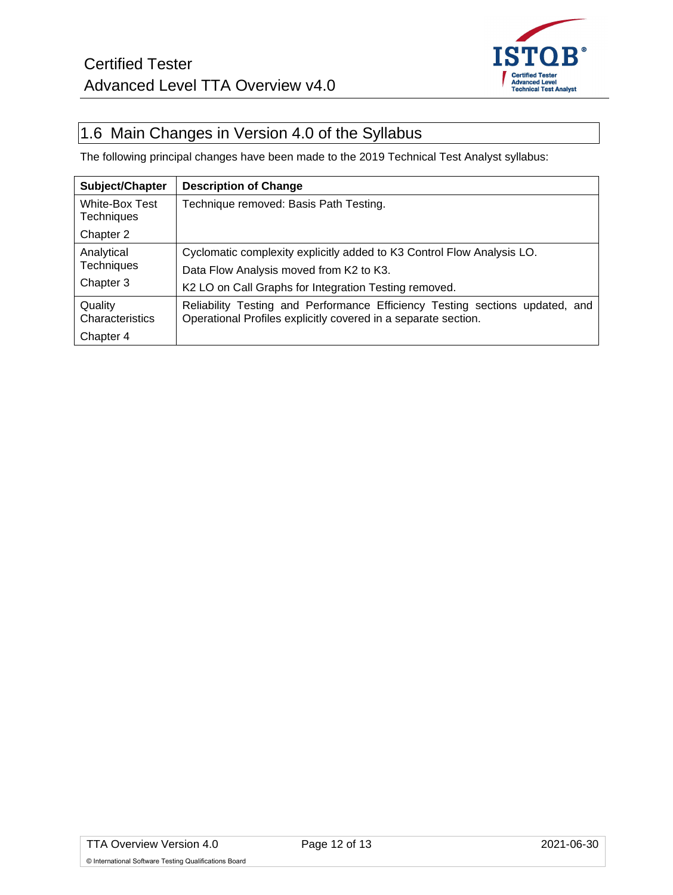## 1.6 Main Changes in Version 4.0 of the Syllabus

The following principal changes have been made to the 2019 Technical Test Analyst syllabus:

| Subject/Chapter | Description of Change |
|---|---|
| White-Box Test Techniques<br>Chapter 2 | Technique removed: Basis Path Testing. |
| Analytical Techniques<br>Chapter 3 | Cyclomatic complexity explicitly added to K3 Control Flow Analysis LO.<br>Data Flow Analysis moved from K2 to K3.<br>K2 LO on Call Graphs for Integration Testing removed. |
| Quality Characteristics<br>Chapter 4 | Reliability Testing and Performance Efficiency Testing sections updated, and Operational Profiles explicitly covered in a separate section. |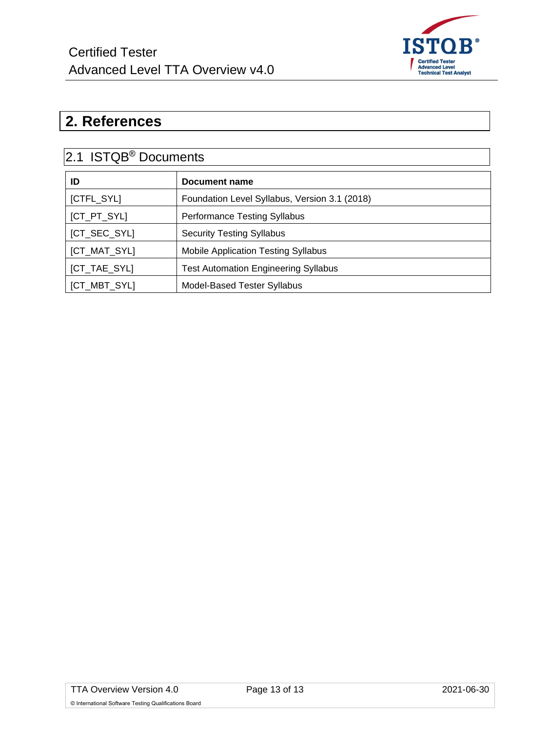# 2. References

## 2.1 ISTQB® Documents

| ID | Document name |
|---|---|
| [CTFL_SYL] | Foundation Level Syllabus, Version 3.1 (2018) |
| [CT_PT_SYL] | Performance Testing Syllabus |
| [CT_SEC_SYL] | Security Testing Syllabus |
| [CT_MAT_SYL] | Mobile Application Testing Syllabus |
| [CT_TAE_SYL] | Test Automation Engineering Syllabus |
| [CT_MBT_SYL] | Model-Based Tester Syllabus |